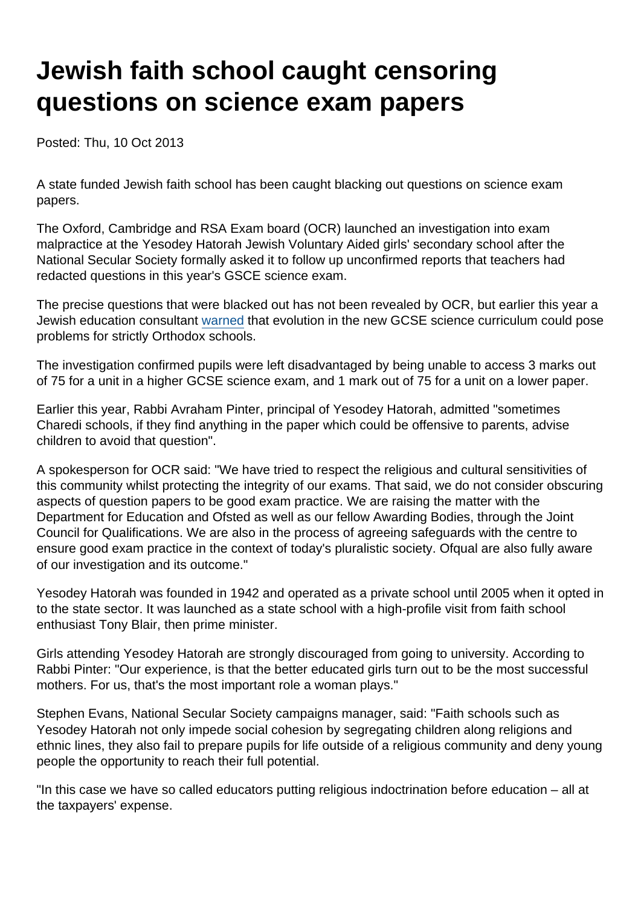# Jewish faith school caught censoring questions on science exam papers

Posted: Thu, 10 Oct 2013

A state funded Jewish faith school has been caught blacking out questions on science exam papers.

The Oxford, Cambridge and RSA Exam board (OCR) launched an investigation into exam malpractice at the Yesodey Hatorah Jewish Voluntary Aided girls' secondary school after the National Secular Society formally asked it to follow up unconfirmed reports that teachers had redacted questions in this year's GSCE science exam.

The precise questions that were blacked out has not been revealed by OCR, but earlier this year a Jewish education consultant warned that evolution in the new GCSE science curriculum could pose problems for strictly Orthodox schools.

The investigation confirmed pupils were left disadvantaged by being unable to access 3 marks out of 75 for a unit in a higher GCSE science exam, and 1 mark out of 75 for a unit on a lower paper.

Earlier this year, Rabbi Avraham Pinter, principal of Yesodey Hatorah, admitted "sometimes Charedi schools, if they find anything in the paper which could be offensive to parents, advise children to avoid that question".

A spokesperson for OCR said: "We have tried to respect the religious and cultural sensitivities of this community whilst protecting the integrity of our exams. That said, we do not consider obscuring aspects of question papers to be good exam practice. We are raising the matter with the Department for Education and Ofsted as well as our fellow Awarding Bodies, through the Joint Council for Qualifications. We are also in the process of agreeing safeguards with the centre to ensure good exam practice in the context of today's pluralistic society. Ofqual are also fully aware of our investigation and its outcome."

Yesodey Hatorah was founded in 1942 and operated as a private school until 2005 when it opted in to the state sector. It was launched as a state school with a high-profile visit from faith school enthusiast Tony Blair, then prime minister.

Girls attending Yesodey Hatorah are strongly discouraged from going to university. According to Rabbi Pinter: "Our experience, is that the better educated girls turn out to be the most successful mothers. For us, that's the most important role a woman plays."

Stephen Evans, National Secular Society campaigns manager, said: "Faith schools such as Yesodey Hatorah not only impede social cohesion by segregating children along religions and ethnic lines, they also fail to prepare pupils for life outside of a religious community and deny young people the opportunity to reach their full potential.

"In this case we have so called educators putting religious indoctrination before education – all at the taxpayers' expense.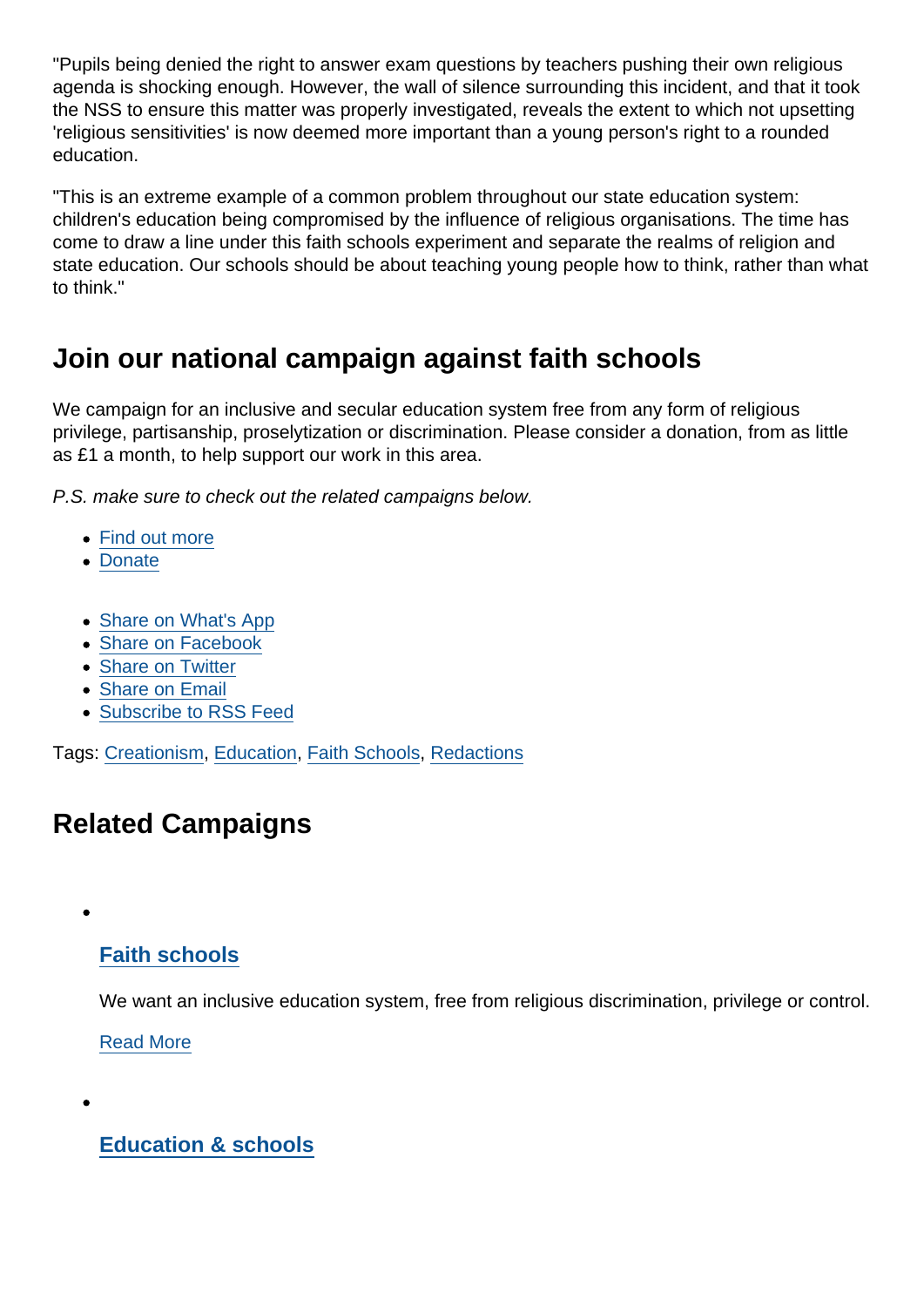"Pupils being denied the right to answer exam questions by teachers pushing their own religious agenda is shocking enough. However, the wall of silence surrounding this incident, and that it took the NSS to ensure this matter was properly investigated, reveals the extent to which not upsetting 'religious sensitivities' is now deemed more important than a young person's right to a rounded education.

"This is an extreme example of a common problem throughout our state education system: children's education being compromised by the influence of religious organisations. The time has come to draw a line under this faith schools experiment and separate the realms of religion and state education. Our schools should be about teaching young people how to think, rather than what to think."

## Join our national campaign against faith schools

We campaign for an inclusive and secular education system free from any form of religious privilege, partisanship, proselytization or discrimination. Please consider a donation, from as little as £1 a month, to help support our work in this area.

*P.S. make sure to check out the related campaigns below.*

- Find out more
- Donate

- Share on What's App
- Share on Facebook
- Share on Twitter
- Share on Email
- Subscribe to RSS Feed

Tags: Creationism, Education, Faith Schools, Redactions

## Related Campaigns

- ### Faith schools

  We want an inclusive education system, free from religious discrimination, privilege or control.

  Read More

- ### Education & schools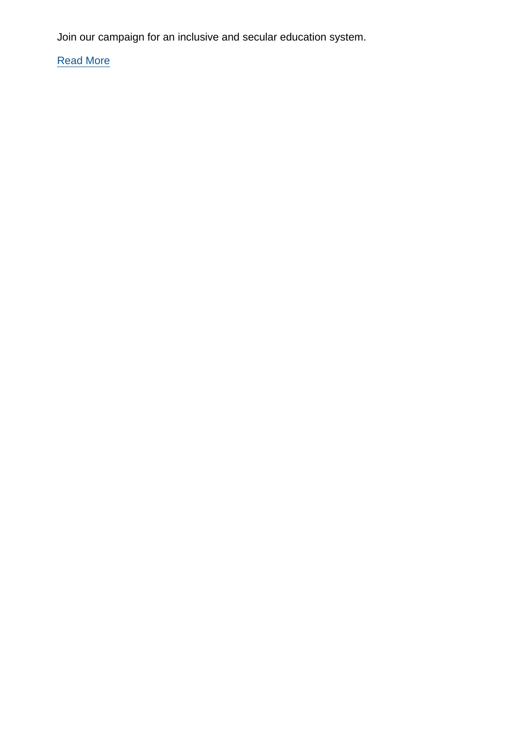Join our campaign for an inclusive and secular education system.

Read More